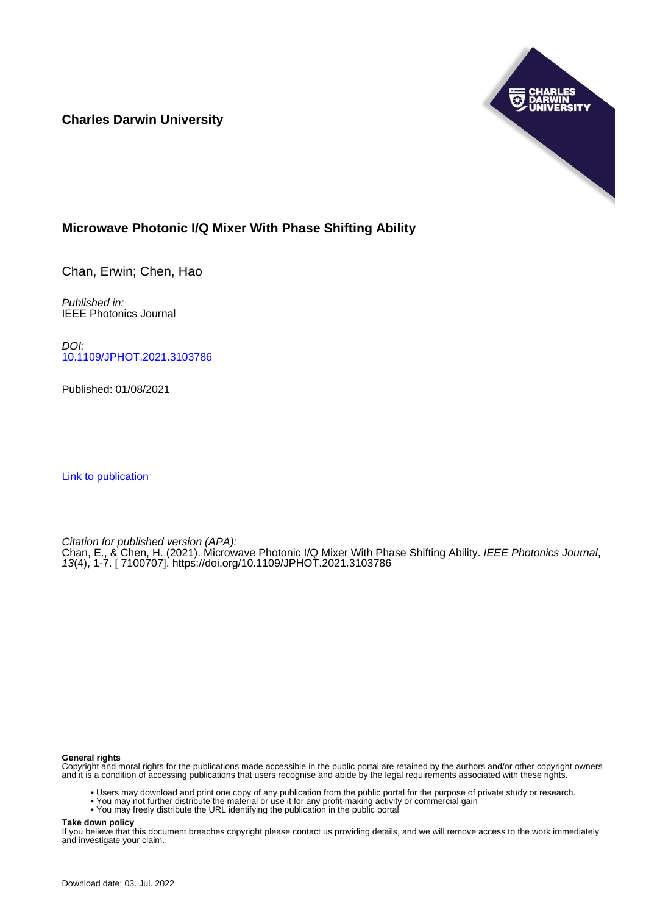**Charles Darwin University**

# Microwave Photonic I/Q Mixer With Phase Shifting Ability

Chan, Erwin; Chen, Hao

*Published in:*
IEEE Photonics Journal

*DOI:*
[10.1109/JPHOT.2021.3103786](https://doi.org/10.1109/JPHOT.2021.3103786)

Published: 01/08/2021

[Link to publication](#)

*Citation for published version (APA):*
Chan, E., & Chen, H. (2021). Microwave Photonic I/Q Mixer With Phase Shifting Ability. *IEEE Photonics Journal*, *13*(4), 1-7. [ 7100707]. https://doi.org/10.1109/JPHOT.2021.3103786

**General rights**
Copyright and moral rights for the publications made accessible in the public portal are retained by the authors and/or other copyright owners and it is a condition of accessing publications that users recognise and abide by the legal requirements associated with these rights.

- Users may download and print one copy of any publication from the public portal for the purpose of private study or research.
- You may not further distribute the material or use it for any profit-making activity or commercial gain
- You may freely distribute the URL identifying the publication in the public portal

**Take down policy**
If you believe that this document breaches copyright please contact us providing details, and we will remove access to the work immediately and investigate your claim.

Download date: 03. Jul. 2022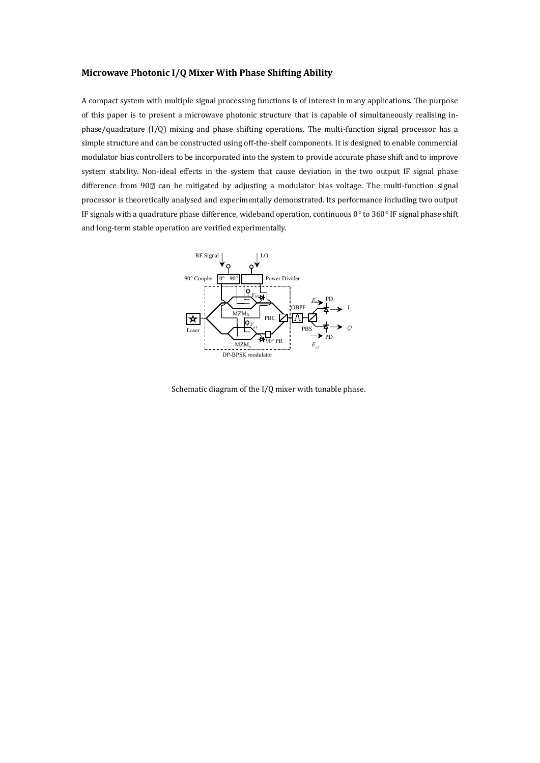### **Microwave Photonic I/Q Mixer With Phase Shifting Ability**

A compact system with multiple signal processing functions is of interest in many applications. The purpose of this paper is to present a microwave photonic structure that is capable of simultaneously realising in-phase/quadrature (I/Q) mixing and phase shifting operations. The multi-function signal processor has a simple structure and can be constructed using off-the-shelf components. It is designed to enable commercial modulator bias controllers to be incorporated into the system to provide accurate phase shift and to improve system stability. Non-ideal effects in the system that cause deviation in the two output IF signal phase difference from 90� can be mitigated by adjusting a modulator bias voltage. The multi-function signal processor is theoretically analysed and experimentally demonstrated. Its performance including two output IF signals with a quadrature phase difference, wideband operation, continuous 0° to 360° IF signal phase shift and long-term stable operation are verified experimentally.

RF Signal
LO
90° Coupler
0°
90°
Power Divider
$V_{bX}$
$MZM_X$
PBC
OBPF
$E_{o1}$
$PD_1$
$I$
Laser
$V_{bY}$
PBS
$Q$
$PD_2$
90° PR
$E_{o2}$
$MZM_Y$
DP-BPSK modulator

Schematic diagram of the I/Q mixer with tunable phase.